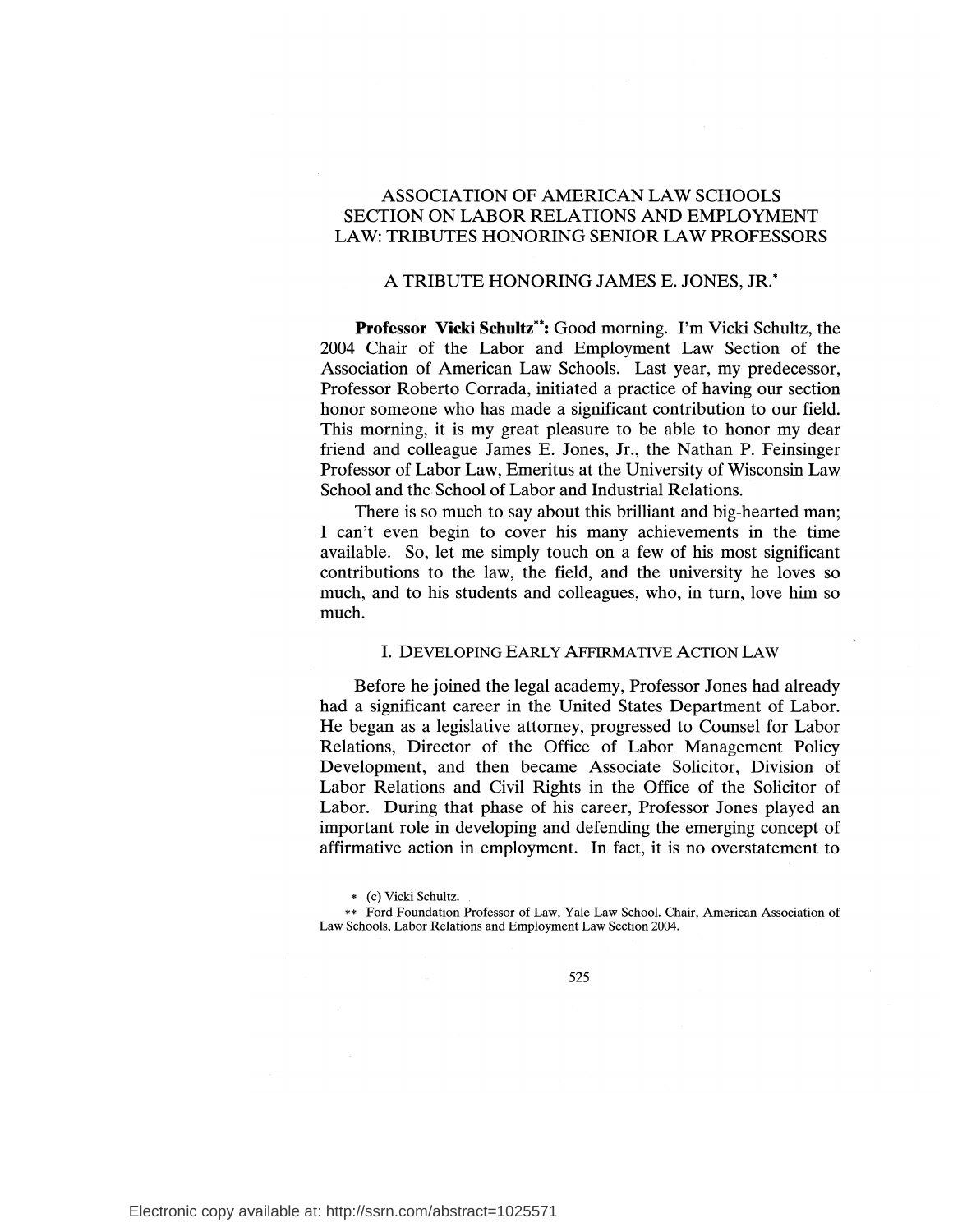# ASSOCIATION OF AMERICAN LAW SCHOOLS SECTION ON LABOR RELATIONS AND EMPLOYMENT LAW: TRIBUTES HONORING SENIOR LAW PROFESSORS

## A TRIBUTE HONORING JAMES E. JONES, JR.*

**Professor Vicki Schultz\*\*:** Good morning. I'm Vicki Schultz, the 2004 Chair of the Labor and Employment Law Section of the Association of American Law Schools. Last year, my predecessor, Professor Roberto Corrada, initiated a practice of having our section honor someone who has made a significant contribution to our field. This morning, it is my great pleasure to be able to honor my dear friend and colleague James E. Jones, Jr., the Nathan P. Feinsinger Professor of Labor Law, Emeritus at the University of Wisconsin Law School and the School of Labor and Industrial Relations.

There is so much to say about this brilliant and big-hearted man; I can't even begin to cover his many achievements in the time available. So, let me simply touch on a few of his most significant contributions to the law, the field, and the university he loves so much, and to his students and colleagues, who, in turn, love him so much.

### I. DEVELOPING EARLY AFFIRMATIVE ACTION LAW

Before he joined the legal academy, Professor Jones had already had a significant career in the United States Department of Labor. He began as a legislative attorney, progressed to Counsel for Labor Relations, Director of the Office of Labor Management Policy Development, and then became Associate Solicitor, Division of Labor Relations and Civil Rights in the Office of the Solicitor of Labor. During that phase of his career, Professor Jones played an important role in developing and defending the emerging concept of affirmative action in employment. In fact, it is no overstatement to

\* (c) Vicki Schultz.

\*\* Ford Foundation Professor of Law, Yale Law School. Chair, American Association of Law Schools, Labor Relations and Employment Law Section 2004.

Electronic copy available at: http://ssrn.com/abstract=1025571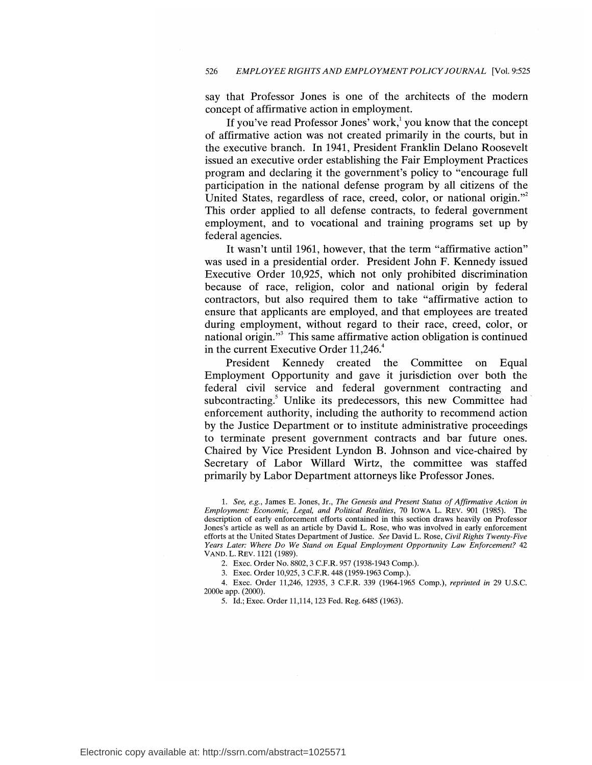say that Professor Jones is one of the architects of the modern concept of affirmative action in employment.

If you've read Professor Jones' work,[1] you know that the concept of affirmative action was not created primarily in the courts, but in the executive branch. In 1941, President Franklin Delano Roosevelt issued an executive order establishing the Fair Employment Practices program and declaring it the government's policy to "encourage full participation in the national defense program by all citizens of the United States, regardless of race, creed, color, or national origin."[2] This order applied to all defense contracts, to federal government employment, and to vocational and training programs set up by federal agencies.

It wasn't until 1961, however, that the term "affirmative action" was used in a presidential order. President John F. Kennedy issued Executive Order 10,925, which not only prohibited discrimination because of race, religion, color and national origin by federal contractors, but also required them to take "affirmative action to ensure that applicants are employed, and that employees are treated during employment, without regard to their race, creed, color, or national origin."[3] This same affirmative action obligation is continued in the current Executive Order 11,246.[4]

President Kennedy created the Committee on Equal Employment Opportunity and gave it jurisdiction over both the federal civil service and federal government contracting and subcontracting.[5] Unlike its predecessors, this new Committee had enforcement authority, including the authority to recommend action by the Justice Department or to institute administrative proceedings to terminate present government contracts and bar future ones. Chaired by Vice President Lyndon B. Johnson and vice-chaired by Secretary of Labor Willard Wirtz, the committee was staffed primarily by Labor Department attorneys like Professor Jones.

1. *See, e.g.*, James E. Jones, Jr., *The Genesis and Present Status of Affirmative Action in Employment: Economic, Legal, and Political Realities*, 70 IOWA L. REV. 901 (1985). The description of early enforcement efforts contained in this section draws heavily on Professor Jones's article as well as an article by David L. Rose, who was involved in early enforcement efforts at the United States Department of Justice. *See* David L. Rose, *Civil Rights Twenty-Five Years Later: Where Do We Stand on Equal Employment Opportunity Law Enforcement?* 42 VAND. L. REV. 1121 (1989).

2. Exec. Order No. 8802, 3 C.F.R. 957 (1938-1943 Comp.).

3. Exec. Order 10,925, 3 C.F.R. 448 (1959-1963 Comp.).

4. Exec. Order 11,246, 12935, 3 C.F.R. 339 (1964-1965 Comp.), *reprinted in* 29 U.S.C. 2000e app. (2000).

5. Id.; Exec. Order 11,114, 123 Fed. Reg. 6485 (1963).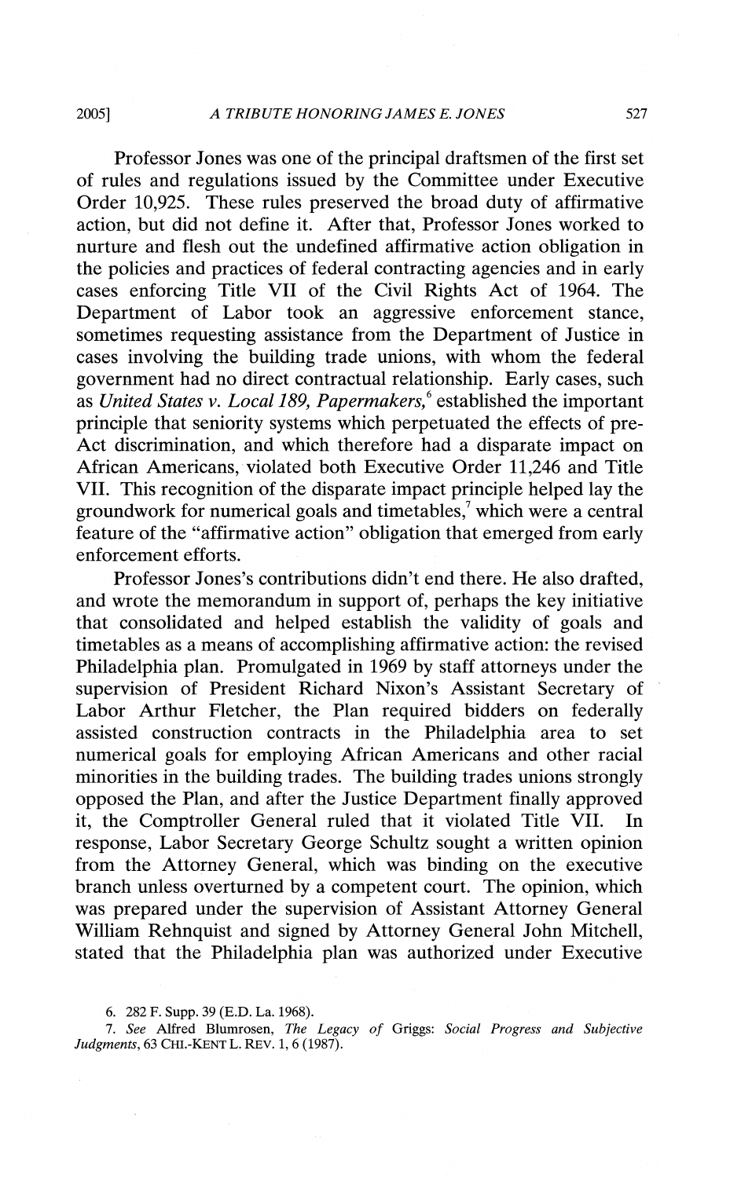Professor Jones was one of the principal draftsmen of the first set of rules and regulations issued by the Committee under Executive Order 10,925. These rules preserved the broad duty of affirmative action, but did not define it. After that, Professor Jones worked to nurture and flesh out the undefined affirmative action obligation in the policies and practices of federal contracting agencies and in early cases enforcing Title VII of the Civil Rights Act of 1964. The Department of Labor took an aggressive enforcement stance, sometimes requesting assistance from the Department of Justice in cases involving the building trade unions, with whom the federal government had no direct contractual relationship. Early cases, such as *United States v. Local 189, Papermakers,*[6] established the important principle that seniority systems which perpetuated the effects of pre-Act discrimination, and which therefore had a disparate impact on African Americans, violated both Executive Order 11,246 and Title VII. This recognition of the disparate impact principle helped lay the groundwork for numerical goals and timetables,[7] which were a central feature of the "affirmative action" obligation that emerged from early enforcement efforts.

Professor Jones's contributions didn't end there. He also drafted, and wrote the memorandum in support of, perhaps the key initiative that consolidated and helped establish the validity of goals and timetables as a means of accomplishing affirmative action: the revised Philadelphia plan. Promulgated in 1969 by staff attorneys under the supervision of President Richard Nixon's Assistant Secretary of Labor Arthur Fletcher, the Plan required bidders on federally assisted construction contracts in the Philadelphia area to set numerical goals for employing African Americans and other racial minorities in the building trades. The building trades unions strongly opposed the Plan, and after the Justice Department finally approved it, the Comptroller General ruled that it violated Title VII. In response, Labor Secretary George Schultz sought a written opinion from the Attorney General, which was binding on the executive branch unless overturned by a competent court. The opinion, which was prepared under the supervision of Assistant Attorney General William Rehnquist and signed by Attorney General John Mitchell, stated that the Philadelphia plan was authorized under Executive

6. 282 F. Supp. 39 (E.D. La. 1968).

7. *See* Alfred Blumrosen, *The Legacy of* Griggs: *Social Progress and Subjective Judgments*, 63 CHI.-KENT L. REV. 1, 6 (1987).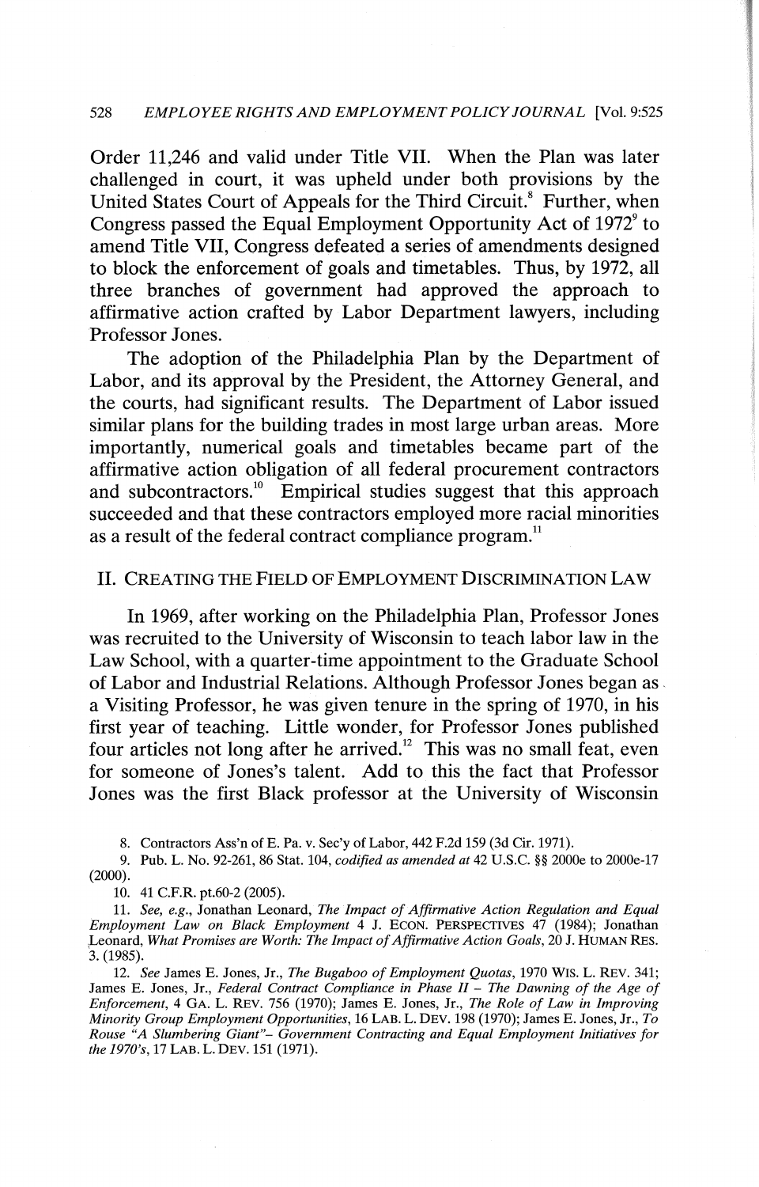Order 11,246 and valid under Title VII. When the Plan was later challenged in court, it was upheld under both provisions by the United States Court of Appeals for the Third Circuit.[8] Further, when Congress passed the Equal Employment Opportunity Act of 1972[9] to amend Title VII, Congress defeated a series of amendments designed to block the enforcement of goals and timetables. Thus, by 1972, all three branches of government had approved the approach to affirmative action crafted by Labor Department lawyers, including Professor Jones.

The adoption of the Philadelphia Plan by the Department of Labor, and its approval by the President, the Attorney General, and the courts, had significant results. The Department of Labor issued similar plans for the building trades in most large urban areas. More importantly, numerical goals and timetables became part of the affirmative action obligation of all federal procurement contractors and subcontractors.[10] Empirical studies suggest that this approach succeeded and that these contractors employed more racial minorities as a result of the federal contract compliance program.[11]

## II. CREATING THE FIELD OF EMPLOYMENT DISCRIMINATION LAW

In 1969, after working on the Philadelphia Plan, Professor Jones was recruited to the University of Wisconsin to teach labor law in the Law School, with a quarter-time appointment to the Graduate School of Labor and Industrial Relations. Although Professor Jones began as a Visiting Professor, he was given tenure in the spring of 1970, in his first year of teaching. Little wonder, for Professor Jones published four articles not long after he arrived.[12] This was no small feat, even for someone of Jones's talent. Add to this the fact that Professor Jones was the first Black professor at the University of Wisconsin

8. Contractors Ass'n of E. Pa. v. Sec'y of Labor, 442 F.2d 159 (3d Cir. 1971).

9. Pub. L. No. 92-261, 86 Stat. 104, *codified as amended at* 42 U.S.C. §§ 2000e to 2000e-17 (2000).

10. 41 C.F.R. pt.60-2 (2005).

11. *See, e.g.*, Jonathan Leonard, *The Impact of Affirmative Action Regulation and Equal Employment Law on Black Employment* 4 J. ECON. PERSPECTIVES 47 (1984); Jonathan Leonard, *What Promises are Worth: The Impact of Affirmative Action Goals*, 20 J. HUMAN RES. 3. (1985).

12. *See* James E. Jones, Jr., *The Bugaboo of Employment Quotas*, 1970 WIS. L. REV. 341; James E. Jones, Jr., *Federal Contract Compliance in Phase II – The Dawning of the Age of Enforcement*, 4 GA. L. REV. 756 (1970); James E. Jones, Jr., *The Role of Law in Improving Minority Group Employment Opportunities*, 16 LAB. L. DEV. 198 (1970); James E. Jones, Jr., *To Rouse "A Slumbering Giant"– Government Contracting and Equal Employment Initiatives for the 1970's*, 17 LAB. L. DEV. 151 (1971).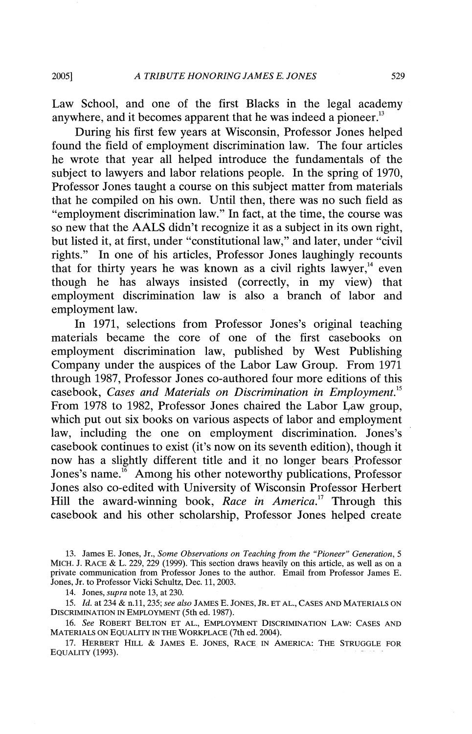Law School, and one of the first Blacks in the legal academy anywhere, and it becomes apparent that he was indeed a pioneer.[13]

During his first few years at Wisconsin, Professor Jones helped found the field of employment discrimination law. The four articles he wrote that year all helped introduce the fundamentals of the subject to lawyers and labor relations people. In the spring of 1970, Professor Jones taught a course on this subject matter from materials that he compiled on his own. Until then, there was no such field as "employment discrimination law." In fact, at the time, the course was so new that the AALS didn't recognize it as a subject in its own right, but listed it, at first, under "constitutional law," and later, under "civil rights." In one of his articles, Professor Jones laughingly recounts that for thirty years he was known as a civil rights lawyer,[14] even though he has always insisted (correctly, in my view) that employment discrimination law is also a branch of labor and employment law.

In 1971, selections from Professor Jones's original teaching materials became the core of one of the first casebooks on employment discrimination law, published by West Publishing Company under the auspices of the Labor Law Group. From 1971 through 1987, Professor Jones co-authored four more editions of this casebook, *Cases and Materials on Discrimination in Employment*.[15] From 1978 to 1982, Professor Jones chaired the Labor Law group, which put out six books on various aspects of labor and employment law, including the one on employment discrimination. Jones's casebook continues to exist (it's now on its seventh edition), though it now has a slightly different title and it no longer bears Professor Jones's name.[16] Among his other noteworthy publications, Professor Jones also co-edited with University of Wisconsin Professor Herbert Hill the award-winning book, *Race in America*.[17] Through this casebook and his other scholarship, Professor Jones helped create

13. James E. Jones, Jr., *Some Observations on Teaching from the "Pioneer" Generation*, 5 MICH. J. RACE & L. 229, 229 (1999). This section draws heavily on this article, as well as on a private communication from Professor Jones to the author. Email from Professor James E. Jones, Jr. to Professor Vicki Schultz, Dec. 11, 2003.

14. Jones, *supra* note 13, at 230.

15. *Id.* at 234 & n.11, 235; *see also* JAMES E. JONES, JR. ET AL., CASES AND MATERIALS ON DISCRIMINATION IN EMPLOYMENT (5th ed. 1987).

16. *See* ROBERT BELTON ET AL., EMPLOYMENT DISCRIMINATION LAW: CASES AND MATERIALS ON EQUALITY IN THE WORKPLACE (7th ed. 2004).

17. HERBERT HILL & JAMES E. JONES, RACE IN AMERICA: THE STRUGGLE FOR EQUALITY (1993).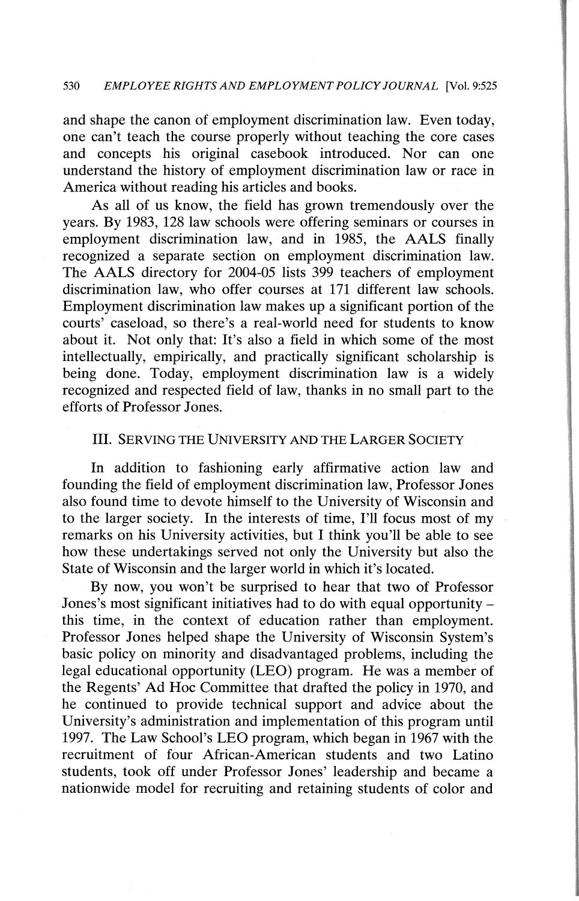and shape the canon of employment discrimination law. Even today, one can't teach the course properly without teaching the core cases and concepts his original casebook introduced. Nor can one understand the history of employment discrimination law or race in America without reading his articles and books.

As all of us know, the field has grown tremendously over the years. By 1983, 128 law schools were offering seminars or courses in employment discrimination law, and in 1985, the AALS finally recognized a separate section on employment discrimination law. The AALS directory for 2004-05 lists 399 teachers of employment discrimination law, who offer courses at 171 different law schools. Employment discrimination law makes up a significant portion of the courts' caseload, so there's a real-world need for students to know about it. Not only that: It's also a field in which some of the most intellectually, empirically, and practically significant scholarship is being done. Today, employment discrimination law is a widely recognized and respected field of law, thanks in no small part to the efforts of Professor Jones.

## III. Serving the University and the Larger Society

In addition to fashioning early affirmative action law and founding the field of employment discrimination law, Professor Jones also found time to devote himself to the University of Wisconsin and to the larger society. In the interests of time, I'll focus most of my remarks on his University activities, but I think you'll be able to see how these undertakings served not only the University but also the State of Wisconsin and the larger world in which it's located.

By now, you won't be surprised to hear that two of Professor Jones's most significant initiatives had to do with equal opportunity – this time, in the context of education rather than employment. Professor Jones helped shape the University of Wisconsin System's basic policy on minority and disadvantaged problems, including the legal educational opportunity (LEO) program. He was a member of the Regents' Ad Hoc Committee that drafted the policy in 1970, and he continued to provide technical support and advice about the University's administration and implementation of this program until 1997. The Law School's LEO program, which began in 1967 with the recruitment of four African-American students and two Latino students, took off under Professor Jones' leadership and became a nationwide model for recruiting and retaining students of color and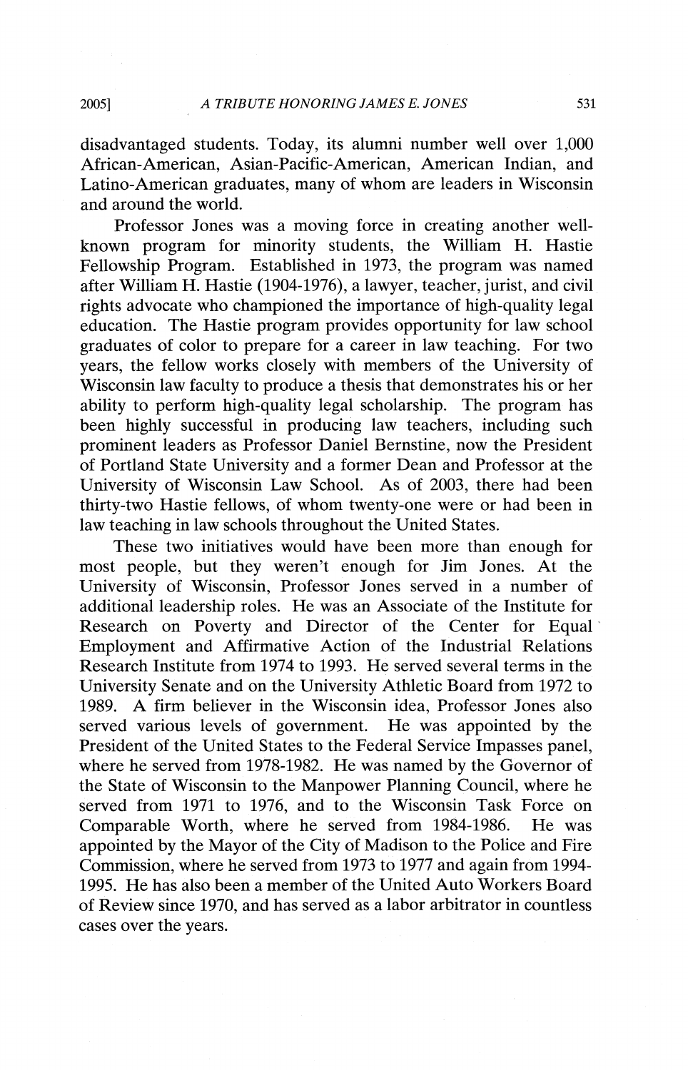disadvantaged students. Today, its alumni number well over 1,000 African-American, Asian-Pacific-American, American Indian, and Latino-American graduates, many of whom are leaders in Wisconsin and around the world.

Professor Jones was a moving force in creating another well-known program for minority students, the William H. Hastie Fellowship Program. Established in 1973, the program was named after William H. Hastie (1904-1976), a lawyer, teacher, jurist, and civil rights advocate who championed the importance of high-quality legal education. The Hastie program provides opportunity for law school graduates of color to prepare for a career in law teaching. For two years, the fellow works closely with members of the University of Wisconsin law faculty to produce a thesis that demonstrates his or her ability to perform high-quality legal scholarship. The program has been highly successful in producing law teachers, including such prominent leaders as Professor Daniel Bernstine, now the President of Portland State University and a former Dean and Professor at the University of Wisconsin Law School. As of 2003, there had been thirty-two Hastie fellows, of whom twenty-one were or had been in law teaching in law schools throughout the United States.

These two initiatives would have been more than enough for most people, but they weren't enough for Jim Jones. At the University of Wisconsin, Professor Jones served in a number of additional leadership roles. He was an Associate of the Institute for Research on Poverty and Director of the Center for Equal Employment and Affirmative Action of the Industrial Relations Research Institute from 1974 to 1993. He served several terms in the University Senate and on the University Athletic Board from 1972 to 1989. A firm believer in the Wisconsin idea, Professor Jones also served various levels of government. He was appointed by the President of the United States to the Federal Service Impasses panel, where he served from 1978-1982. He was named by the Governor of the State of Wisconsin to the Manpower Planning Council, where he served from 1971 to 1976, and to the Wisconsin Task Force on Comparable Worth, where he served from 1984-1986. He was appointed by the Mayor of the City of Madison to the Police and Fire Commission, where he served from 1973 to 1977 and again from 1994-1995. He has also been a member of the United Auto Workers Board of Review since 1970, and has served as a labor arbitrator in countless cases over the years.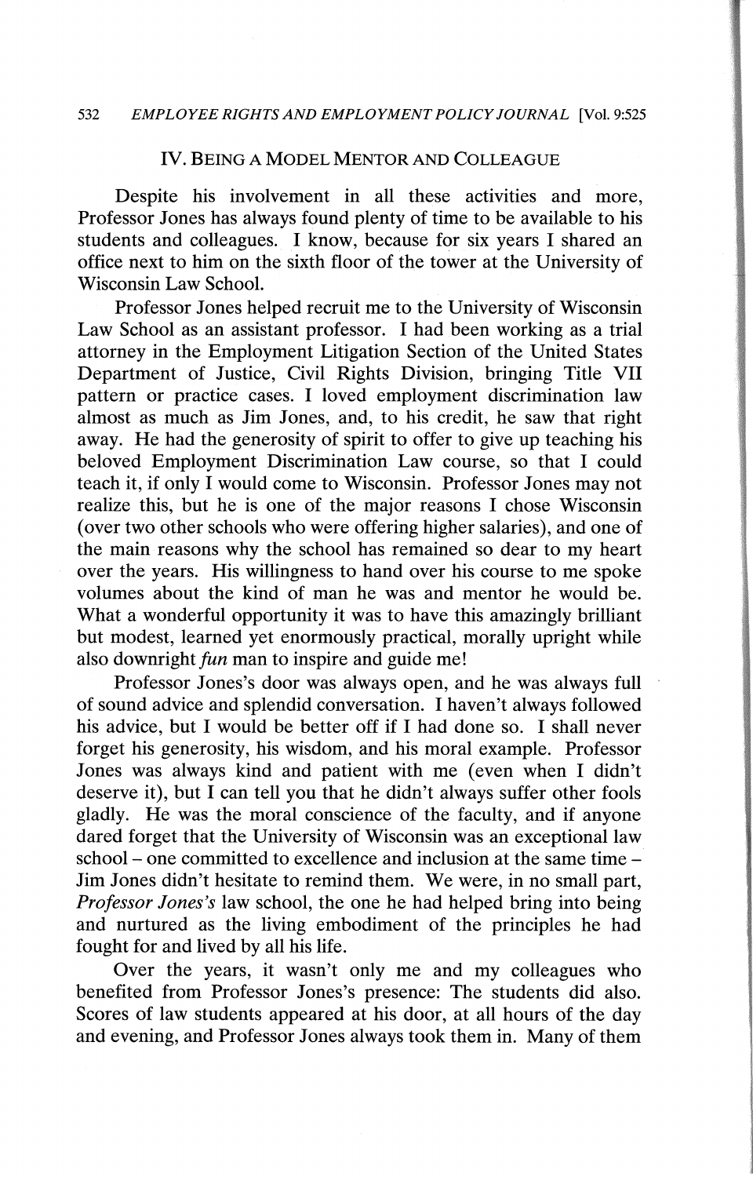## IV. Being a Model Mentor and Colleague

Despite his involvement in all these activities and more, Professor Jones has always found plenty of time to be available to his students and colleagues. I know, because for six years I shared an office next to him on the sixth floor of the tower at the University of Wisconsin Law School.

Professor Jones helped recruit me to the University of Wisconsin Law School as an assistant professor. I had been working as a trial attorney in the Employment Litigation Section of the United States Department of Justice, Civil Rights Division, bringing Title VII pattern or practice cases. I loved employment discrimination law almost as much as Jim Jones, and, to his credit, he saw that right away. He had the generosity of spirit to offer to give up teaching his beloved Employment Discrimination Law course, so that I could teach it, if only I would come to Wisconsin. Professor Jones may not realize this, but he is one of the major reasons I chose Wisconsin (over two other schools who were offering higher salaries), and one of the main reasons why the school has remained so dear to my heart over the years. His willingness to hand over his course to me spoke volumes about the kind of man he was and mentor he would be. What a wonderful opportunity it was to have this amazingly brilliant but modest, learned yet enormously practical, morally upright while also downright *fun* man to inspire and guide me!

Professor Jones's door was always open, and he was always full of sound advice and splendid conversation. I haven't always followed his advice, but I would be better off if I had done so. I shall never forget his generosity, his wisdom, and his moral example. Professor Jones was always kind and patient with me (even when I didn't deserve it), but I can tell you that he didn't always suffer other fools gladly. He was the moral conscience of the faculty, and if anyone dared forget that the University of Wisconsin was an exceptional law school – one committed to excellence and inclusion at the same time – Jim Jones didn't hesitate to remind them. We were, in no small part, *Professor Jones's* law school, the one he had helped bring into being and nurtured as the living embodiment of the principles he had fought for and lived by all his life.

Over the years, it wasn't only me and my colleagues who benefited from Professor Jones's presence: The students did also. Scores of law students appeared at his door, at all hours of the day and evening, and Professor Jones always took them in. Many of them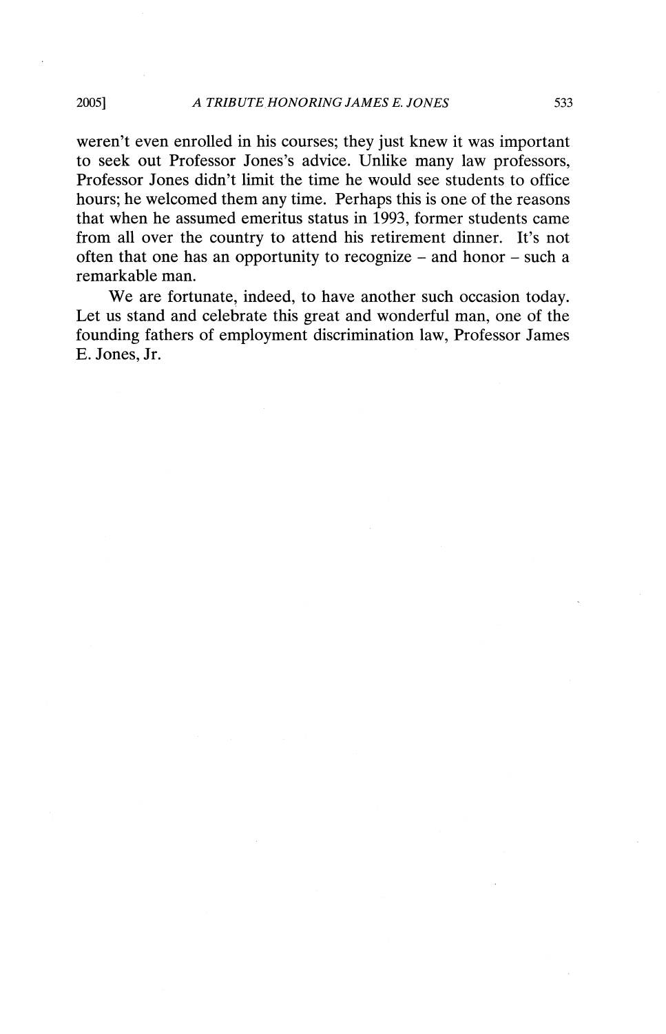weren't even enrolled in his courses; they just knew it was important to seek out Professor Jones's advice. Unlike many law professors, Professor Jones didn't limit the time he would see students to office hours; he welcomed them any time. Perhaps this is one of the reasons that when he assumed emeritus status in 1993, former students came from all over the country to attend his retirement dinner. It's not often that one has an opportunity to recognize – and honor – such a remarkable man.

We are fortunate, indeed, to have another such occasion today. Let us stand and celebrate this great and wonderful man, one of the founding fathers of employment discrimination law, Professor James E. Jones, Jr.